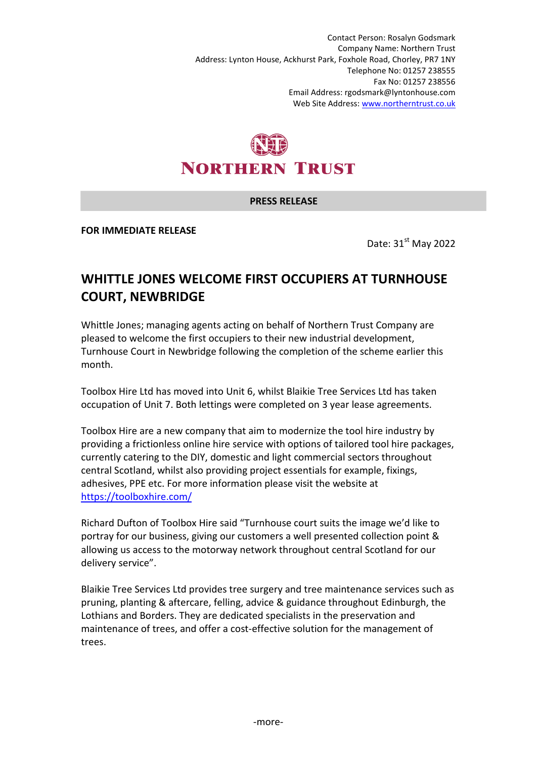Contact Person: Rosalyn Godsmark
Company Name: Northern Trust
Address: Lynton House, Ackhurst Park, Foxhole Road, Chorley, PR7 1NY
Telephone No: 01257 238555
Fax No: 01257 238556
Email Address: rgodsmark@lyntonhouse.com
Web Site Address: www.northerntrust.co.uk

NORTHERN TRUST

**PRESS RELEASE**

**FOR IMMEDIATE RELEASE**

Date: 31st May 2022

## WHITTLE JONES WELCOME FIRST OCCUPIERS AT TURNHOUSE COURT, NEWBRIDGE

Whittle Jones; managing agents acting on behalf of Northern Trust Company are pleased to welcome the first occupiers to their new industrial development, Turnhouse Court in Newbridge following the completion of the scheme earlier this month.

Toolbox Hire Ltd has moved into Unit 6, whilst Blaikie Tree Services Ltd has taken occupation of Unit 7. Both lettings were completed on 3 year lease agreements.

Toolbox Hire are a new company that aim to modernize the tool hire industry by providing a frictionless online hire service with options of tailored tool hire packages, currently catering to the DIY, domestic and light commercial sectors throughout central Scotland, whilst also providing project essentials for example, fixings, adhesives, PPE etc. For more information please visit the website at https://toolboxhire.com/

Richard Dufton of Toolbox Hire said "Turnhouse court suits the image we'd like to portray for our business, giving our customers a well presented collection point & allowing us access to the motorway network throughout central Scotland for our delivery service".

Blaikie Tree Services Ltd provides tree surgery and tree maintenance services such as pruning, planting & aftercare, felling, advice & guidance throughout Edinburgh, the Lothians and Borders. They are dedicated specialists in the preservation and maintenance of trees, and offer a cost-effective solution for the management of trees.

-more-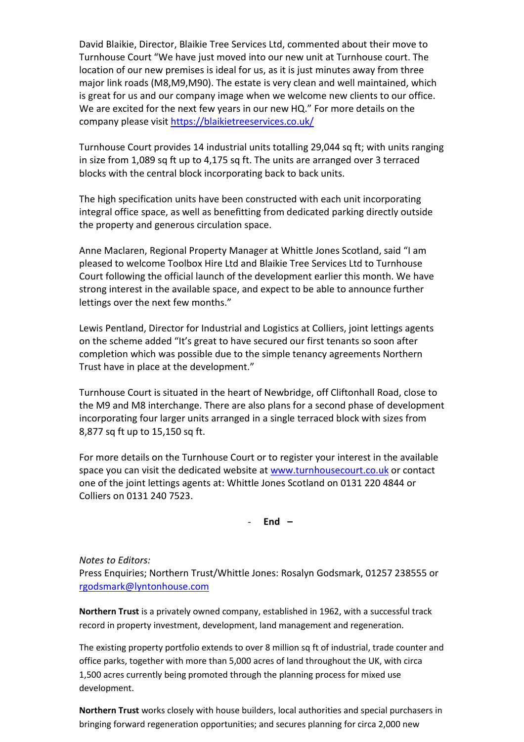David Blaikie, Director, Blaikie Tree Services Ltd, commented about their move to Turnhouse Court "We have just moved into our new unit at Turnhouse court. The location of our new premises is ideal for us, as it is just minutes away from three major link roads (M8,M9,M90). The estate is very clean and well maintained, which is great for us and our company image when we welcome new clients to our office. We are excited for the next few years in our new HQ." For more details on the company please visit https://blaikietreeservices.co.uk/

Turnhouse Court provides 14 industrial units totalling 29,044 sq ft; with units ranging in size from 1,089 sq ft up to 4,175 sq ft. The units are arranged over 3 terraced blocks with the central block incorporating back to back units.

The high specification units have been constructed with each unit incorporating integral office space, as well as benefitting from dedicated parking directly outside the property and generous circulation space.

Anne Maclaren, Regional Property Manager at Whittle Jones Scotland, said "I am pleased to welcome Toolbox Hire Ltd and Blaikie Tree Services Ltd to Turnhouse Court following the official launch of the development earlier this month. We have strong interest in the available space, and expect to be able to announce further lettings over the next few months."

Lewis Pentland, Director for Industrial and Logistics at Colliers, joint lettings agents on the scheme added "It's great to have secured our first tenants so soon after completion which was possible due to the simple tenancy agreements Northern Trust have in place at the development."

Turnhouse Court is situated in the heart of Newbridge, off Cliftonhall Road, close to the M9 and M8 interchange. There are also plans for a second phase of development incorporating four larger units arranged in a single terraced block with sizes from 8,877 sq ft up to 15,150 sq ft.

For more details on the Turnhouse Court or to register your interest in the available space you can visit the dedicated website at www.turnhousecourt.co.uk or contact one of the joint lettings agents at: Whittle Jones Scotland on 0131 220 4844 or Colliers on 0131 240 7523.

- **End –**

*Notes to Editors:*
Press Enquiries; Northern Trust/Whittle Jones: Rosalyn Godsmark, 01257 238555 or rgodsmark@lyntonhouse.com

**Northern Trust** is a privately owned company, established in 1962, with a successful track record in property investment, development, land management and regeneration.

The existing property portfolio extends to over 8 million sq ft of industrial, trade counter and office parks, together with more than 5,000 acres of land throughout the UK, with circa 1,500 acres currently being promoted through the planning process for mixed use development.

**Northern Trust** works closely with house builders, local authorities and special purchasers in bringing forward regeneration opportunities; and secures planning for circa 2,000 new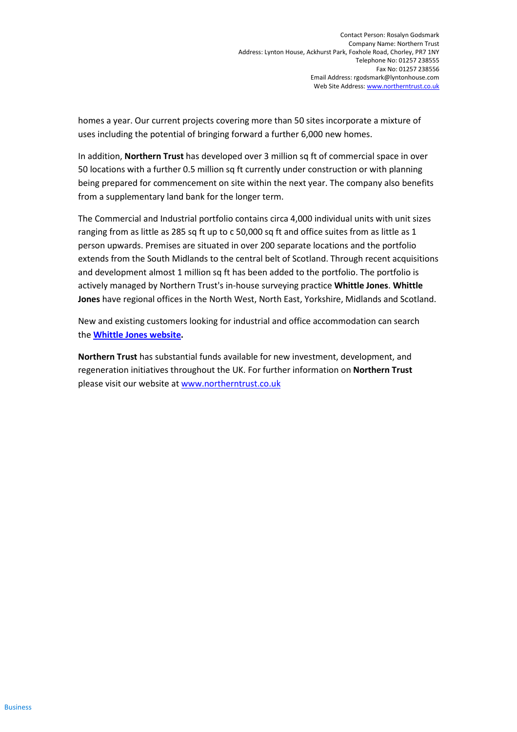Contact Person: Rosalyn Godsmark
Company Name: Northern Trust
Address: Lynton House, Ackhurst Park, Foxhole Road, Chorley, PR7 1NY
Telephone No: 01257 238555
Fax No: 01257 238556
Email Address: rgodsmark@lyntonhouse.com
Web Site Address: [www.northerntrust.co.uk](http://www.northerntrust.co.uk)

homes a year. Our current projects covering more than 50 sites incorporate a mixture of uses including the potential of bringing forward a further 6,000 new homes.

In addition, **Northern Trust** has developed over 3 million sq ft of commercial space in over 50 locations with a further 0.5 million sq ft currently under construction or with planning being prepared for commencement on site within the next year. The company also benefits from a supplementary land bank for the longer term.

The Commercial and Industrial portfolio contains circa 4,000 individual units with unit sizes ranging from as little as 285 sq ft up to c 50,000 sq ft and office suites from as little as 1 person upwards. Premises are situated in over 200 separate locations and the portfolio extends from the South Midlands to the central belt of Scotland. Through recent acquisitions and development almost 1 million sq ft has been added to the portfolio. The portfolio is actively managed by Northern Trust's in-house surveying practice **Whittle Jones**. **Whittle Jones** have regional offices in the North West, North East, Yorkshire, Midlands and Scotland.

New and existing customers looking for industrial and office accommodation can search the **Whittle Jones website.**

**Northern Trust** has substantial funds available for new investment, development, and regeneration initiatives throughout the UK. For further information on **Northern Trust** please visit our website at [www.northerntrust.co.uk](http://www.northerntrust.co.uk)

Business